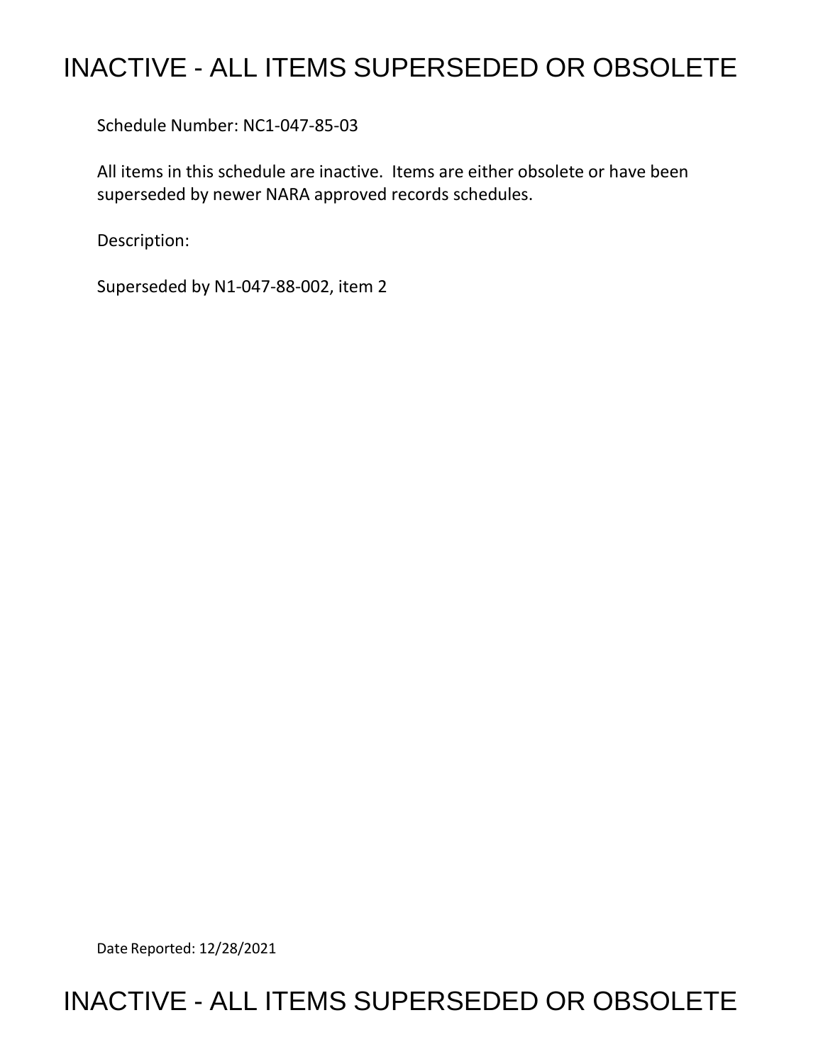# INACTIVE - ALL ITEMS SUPERSEDED OR OBSOLETE

Schedule Number: NC1-047-85-03

All items in this schedule are inactive. Items are either obsolete or have been superseded by newer NARA approved records schedules.

Description:

Superseded by N1-047-88-002, item 2

Date Reported: 12/28/2021

# INACTIVE - ALL ITEMS SUPERSEDED OR OBSOLETE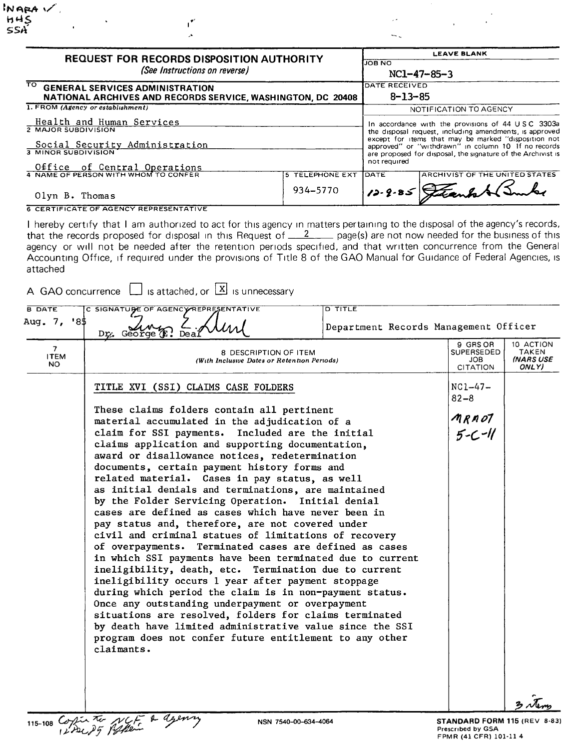NARA ✓
HHS
SSA

# REQUEST FOR RECORDS DISPOSITION AUTHORITY

*(See Instructions on reverse)*

| | |
|---|---|
| **TO** GENERAL SERVICES ADMINISTRATION NATIONAL ARCHIVES AND RECORDS SERVICE, WASHINGTON, DC 20408 | **LEAVE BLANK** |
| | JOB NO: NC1-47-85-3 |
| | DATE RECEIVED: 8-13-85 |
| 1. FROM (Agency or establishment): Health and Human Services | NOTIFICATION TO AGENCY |
| 2. MAJOR SUBDIVISION: Social Security Administration | In accordance with the provisions of 44 U S C 3303a the disposal request, including amendments, is approved except for items that may be marked "disposition not approved" or "withdrawn" in column 10 If no records are proposed for disposal, the signature of the Archivist is not required |
| 3. MINOR SUBDIVISION: Office of Central Operations | |
| 4. NAME OF PERSON WITH WHOM TO CONFER: Olyn B. Thomas — 5. TELEPHONE EXT: 934-5770 | DATE: 12-9-85 — ARCHIVIST OF THE UNITED STATES: [signature] |

6 CERTIFICATE OF AGENCY REPRESENTATIVE

I hereby certify that I am authorized to act for this agency in matters pertaining to the disposal of the agency's records, that the records proposed for disposal in this Request of 2 page(s) are not now needed for the business of this agency or will not be needed after the retention periods specified, and that written concurrence from the General Accounting Office, if required under the provisions of Title 8 of the GAO Manual for Guidance of Federal Agencies, is attached

A GAO concurrence ☐ is attached, or ☒ is unnecessary

| B DATE | C SIGNATURE OF AGENCY REPRESENTATIVE | D TITLE |
|---|---|---|
| Aug. 7, '85 | Dr. George E. Deal | Department Records Management Officer |

| 7 ITEM NO | 8 DESCRIPTION OF ITEM (With Inclusive Dates or Retention Periods) | 9 GRS OR SUPERSEDED JOB CITATION | 10 ACTION TAKEN (NARS USE ONLY) |
|---|---|---|---|
| | TITLE XVI (SSI) CLAIMS CASE FOLDERS<br><br>These claims folders contain all pertinent material accumulated in the adjudication of a claim for SSI payments. Included are the initial claims application and supporting documentation, award or disallowance notices, redetermination documents, certain payment history forms and related material. Cases in pay status, as well as initial denials and terminations, are maintained by the Folder Servicing Operation. Initial denial cases are defined as cases which have never been in pay status and, therefore, are not covered under civil and criminal statues of limitations of recovery of overpayments. Terminated cases are defined as cases in which SSI payments have been terminated due to current ineligibility, death, etc. Termination due to current ineligibility occurs 1 year after payment stoppage during which period the claim is in non-payment status. Once any outstanding underpayment or overpayment situations are resolved, folders for claims terminated by death have limited administrative value since the SSI program does not confer future entitlement to any other claimants. | NC1-47-82-8<br><br>NRA 07 5-C-11 | 3 items |

115-108 Copies to NCF & agency 12 Dec 85

NSN 7540-00-634-4064

STANDARD FORM 115 (REV 8-83) Prescribed by GSA FPMR (41 CFR) 101-11 4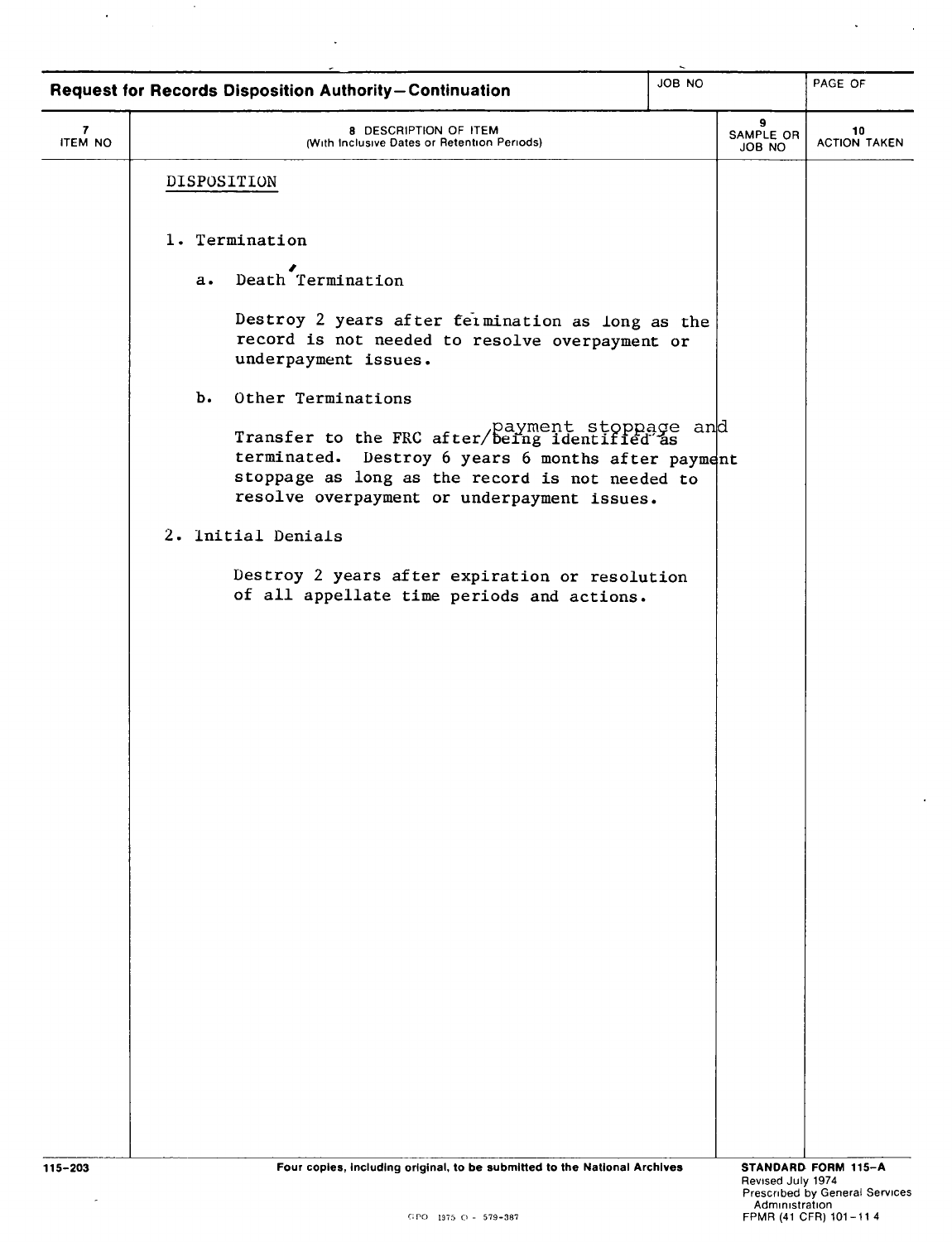## Request for Records Disposition Authority—Continuation

| JOB NO | PAGE OF |
|---|---|
| | |

| 7 ITEM NO | 8 DESCRIPTION OF ITEM (With Inclusive Dates or Retention Periods) | 9 SAMPLE OR JOB NO | 10 ACTION TAKEN |
|---|---|---|---|
| | DISPOSITION | | |

DISPOSITION

1. Termination

   a. Death Termination

      Destroy 2 years after termination as long as the record is not needed to resolve overpayment or underpayment issues.

   b. Other Terminations

      Transfer to the FRC after payment stoppage and being identified as terminated. Destroy 6 years 6 months after payment stoppage as long as the record is not needed to resolve overpayment or underpayment issues.

2. Initial Denials

   Destroy 2 years after expiration or resolution of all appellate time periods and actions.

115-203

Four copies, including original, to be submitted to the National Archives

STANDARD FORM 115-A
Revised July 1974
Prescribed by General Services Administration
FPMR (41 CFR) 101-11 4

GPO 1975 O - 579-387